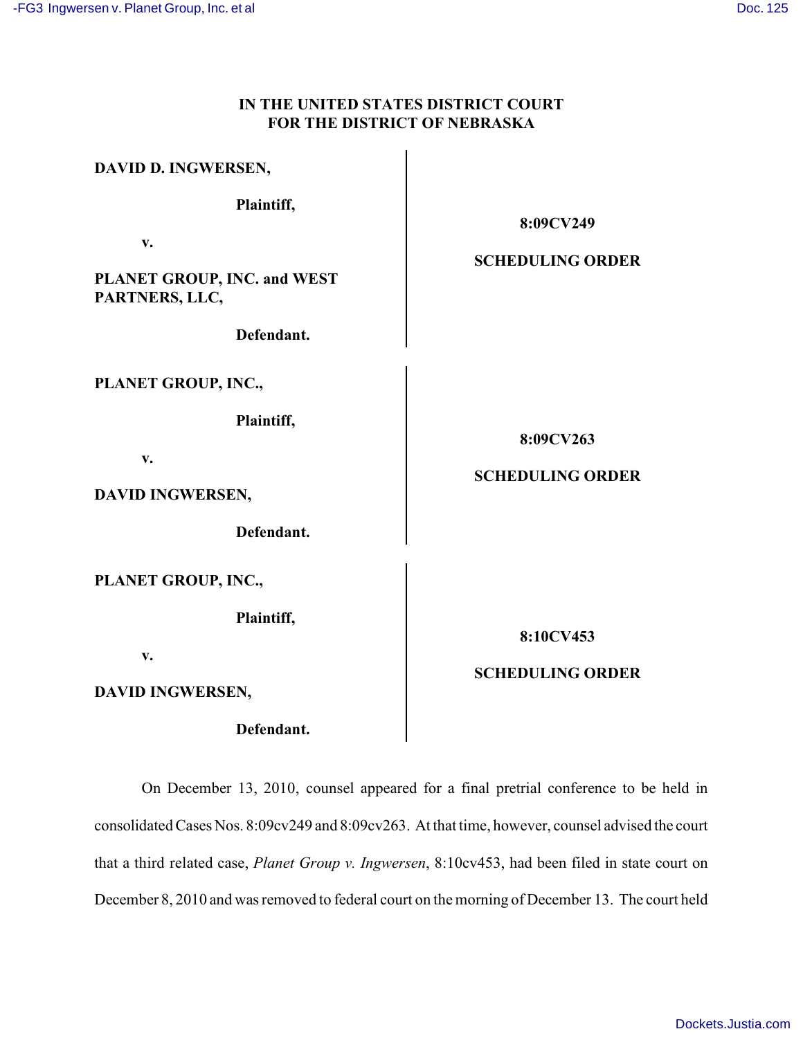# IN THE UNITED STATES DISTRICT COURT FOR THE DISTRICT OF NEBRASKA

**DAVID D. INGWERSEN,**

**Plaintiff,**

**v.**

**PLANET GROUP, INC. and WEST PARTNERS, LLC,**

**Defendant.**

**8:09CV249**

**SCHEDULING ORDER**

**PLANET GROUP, INC.,**

**Plaintiff,**

**v.**

**DAVID INGWERSEN,**

**Defendant.**

**8:09CV263**

**SCHEDULING ORDER**

**PLANET GROUP, INC.,**

**Plaintiff,**

**v.**

**DAVID INGWERSEN,**

**Defendant.**

**8:10CV453**

**SCHEDULING ORDER**

On December 13, 2010, counsel appeared for a final pretrial conference to be held in consolidated Cases Nos. 8:09cv249 and 8:09cv263. At that time, however, counsel advised the court that a third related case, *Planet Group v. Ingwersen*, 8:10cv453, had been filed in state court on December 8, 2010 and was removed to federal court on the morning of December 13. The court held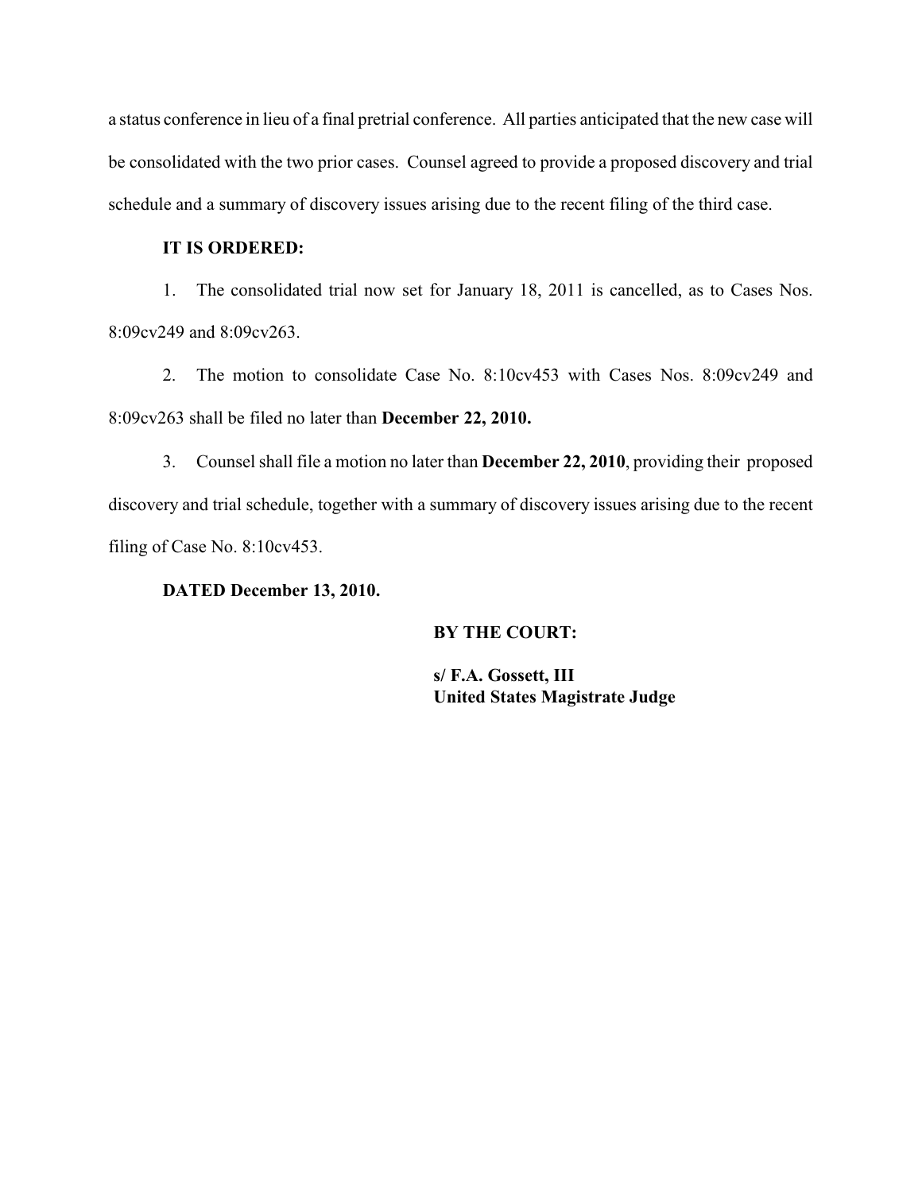a status conference in lieu of a final pretrial conference. All parties anticipated that the new case will be consolidated with the two prior cases. Counsel agreed to provide a proposed discovery and trial schedule and a summary of discovery issues arising due to the recent filing of the third case.

**IT IS ORDERED:**

1. The consolidated trial now set for January 18, 2011 is cancelled, as to Cases Nos. 8:09cv249 and 8:09cv263.

2. The motion to consolidate Case No. 8:10cv453 with Cases Nos. 8:09cv249 and 8:09cv263 shall be filed no later than **December 22, 2010.**

3. Counsel shall file a motion no later than **December 22, 2010**, providing their proposed discovery and trial schedule, together with a summary of discovery issues arising due to the recent filing of Case No. 8:10cv453.

**DATED December 13, 2010.**

**BY THE COURT:**

**s/ F.A. Gossett, III**
**United States Magistrate Judge**